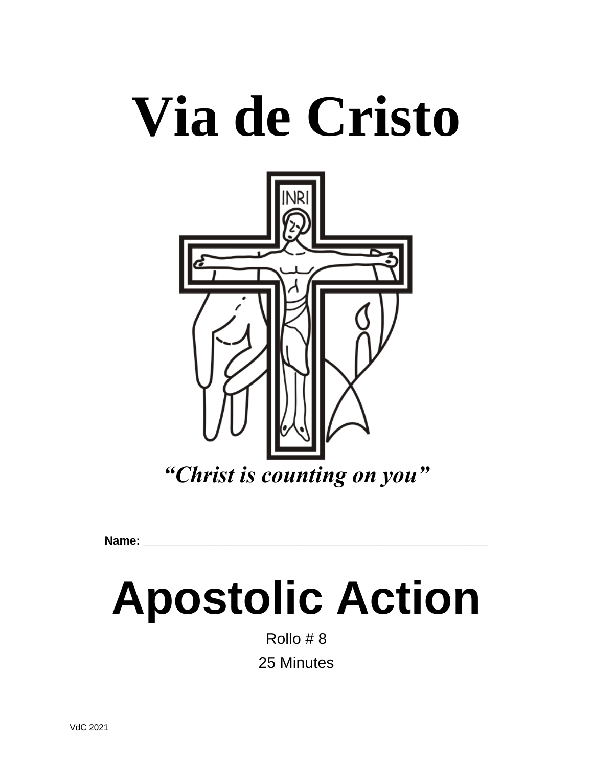# Via de Cristo

*"Christ is counting on you"*

**Name:** ______________________________________________

# Apostolic Action

Rollo # 8

25 Minutes

VdC 2021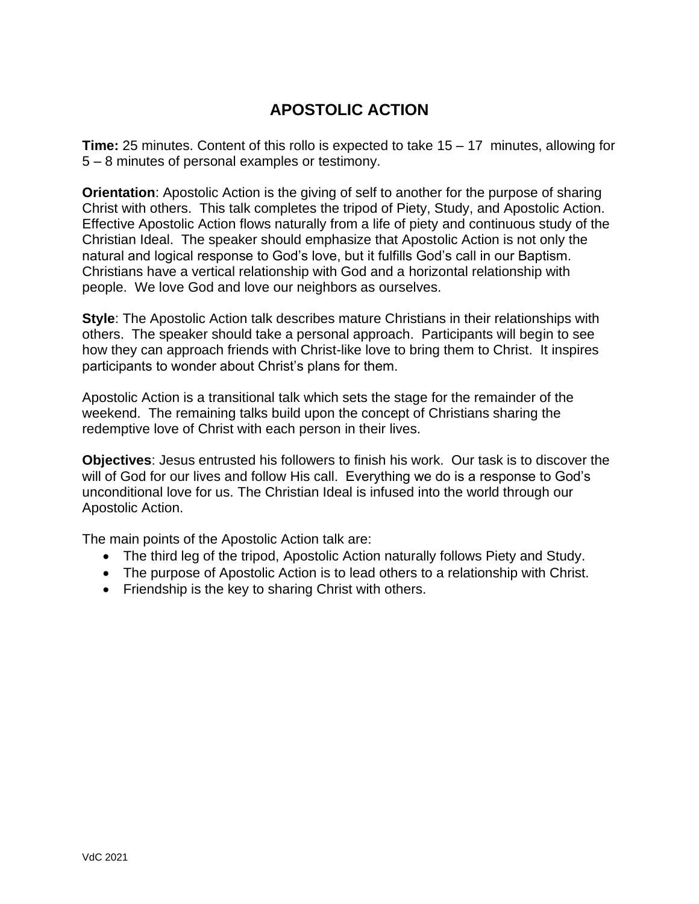# APOSTOLIC ACTION

**Time:** 25 minutes. Content of this rollo is expected to take 15 – 17 minutes, allowing for 5 – 8 minutes of personal examples or testimony.

**Orientation**: Apostolic Action is the giving of self to another for the purpose of sharing Christ with others. This talk completes the tripod of Piety, Study, and Apostolic Action. Effective Apostolic Action flows naturally from a life of piety and continuous study of the Christian Ideal. The speaker should emphasize that Apostolic Action is not only the natural and logical response to God's love, but it fulfills God's call in our Baptism. Christians have a vertical relationship with God and a horizontal relationship with people. We love God and love our neighbors as ourselves.

**Style**: The Apostolic Action talk describes mature Christians in their relationships with others. The speaker should take a personal approach. Participants will begin to see how they can approach friends with Christ-like love to bring them to Christ. It inspires participants to wonder about Christ's plans for them.

Apostolic Action is a transitional talk which sets the stage for the remainder of the weekend. The remaining talks build upon the concept of Christians sharing the redemptive love of Christ with each person in their lives.

**Objectives**: Jesus entrusted his followers to finish his work. Our task is to discover the will of God for our lives and follow His call. Everything we do is a response to God's unconditional love for us. The Christian Ideal is infused into the world through our Apostolic Action.

The main points of the Apostolic Action talk are:

- The third leg of the tripod, Apostolic Action naturally follows Piety and Study.
- The purpose of Apostolic Action is to lead others to a relationship with Christ.
- Friendship is the key to sharing Christ with others.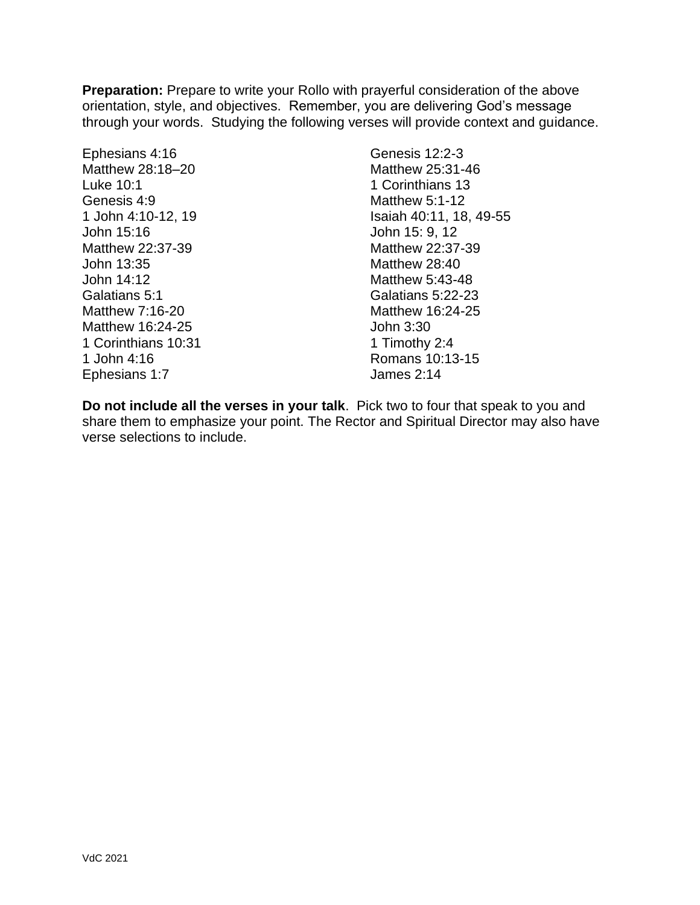**Preparation:** Prepare to write your Rollo with prayerful consideration of the above orientation, style, and objectives. Remember, you are delivering God's message through your words. Studying the following verses will provide context and guidance.

Ephesians 4:16
Matthew 28:18–20
Luke 10:1
Genesis 4:9
1 John 4:10-12, 19
John 15:16
Matthew 22:37-39
John 13:35
John 14:12
Galatians 5:1
Matthew 7:16-20
Matthew 16:24-25
1 Corinthians 10:31
1 John 4:16
Ephesians 1:7

Genesis 12:2-3
Matthew 25:31-46
1 Corinthians 13
Matthew 5:1-12
Isaiah 40:11, 18, 49-55
John 15: 9, 12
Matthew 22:37-39
Matthew 28:40
Matthew 5:43-48
Galatians 5:22-23
Matthew 16:24-25
John 3:30
1 Timothy 2:4
Romans 10:13-15
James 2:14

**Do not include all the verses in your talk**. Pick two to four that speak to you and share them to emphasize your point. The Rector and Spiritual Director may also have verse selections to include.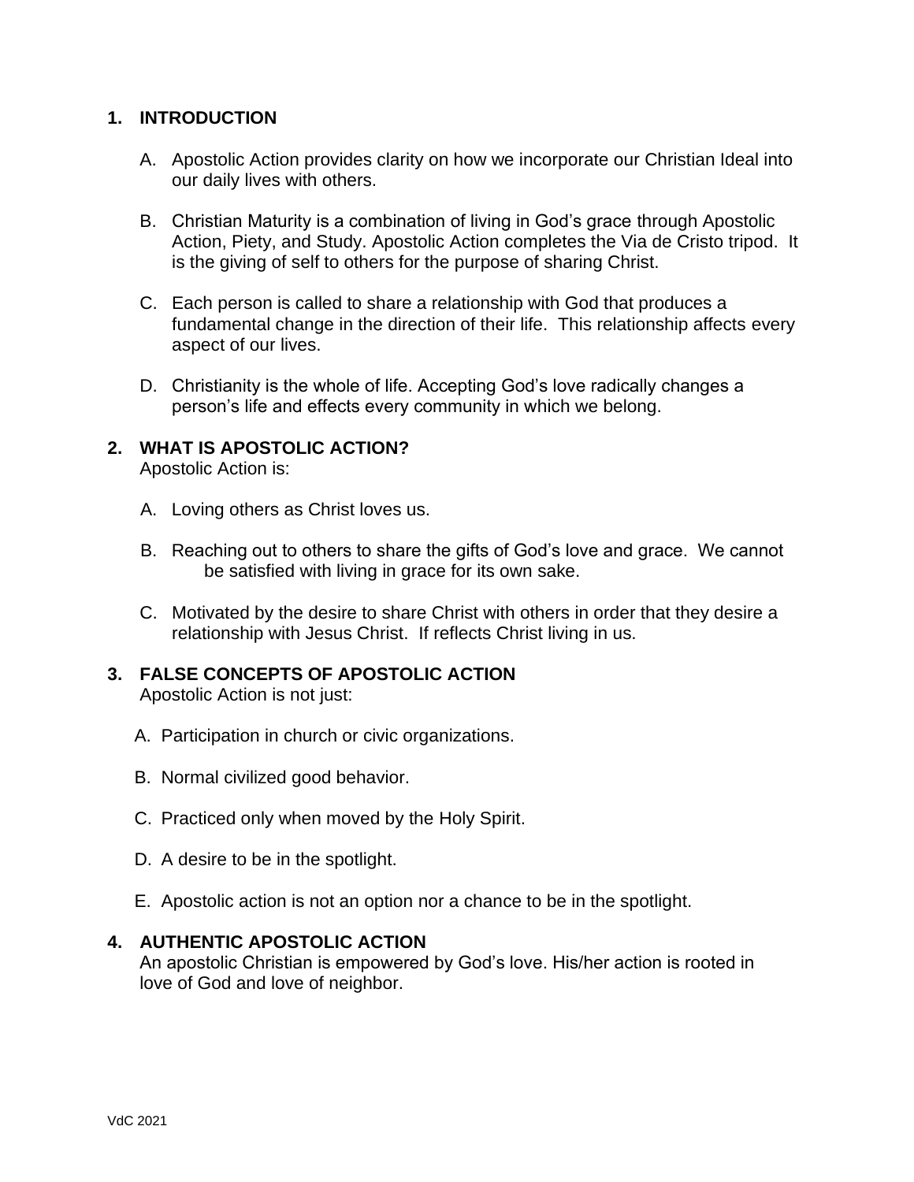## 1. INTRODUCTION

A. Apostolic Action provides clarity on how we incorporate our Christian Ideal into our daily lives with others.

B. Christian Maturity is a combination of living in God's grace through Apostolic Action, Piety, and Study. Apostolic Action completes the Via de Cristo tripod. It is the giving of self to others for the purpose of sharing Christ.

C. Each person is called to share a relationship with God that produces a fundamental change in the direction of their life. This relationship affects every aspect of our lives.

D. Christianity is the whole of life. Accepting God's love radically changes a person's life and effects every community in which we belong.

## 2. WHAT IS APOSTOLIC ACTION?

Apostolic Action is:

A. Loving others as Christ loves us.

B. Reaching out to others to share the gifts of God's love and grace. We cannot be satisfied with living in grace for its own sake.

C. Motivated by the desire to share Christ with others in order that they desire a relationship with Jesus Christ. If reflects Christ living in us.

## 3. FALSE CONCEPTS OF APOSTOLIC ACTION

Apostolic Action is not just:

A. Participation in church or civic organizations.

B. Normal civilized good behavior.

C. Practiced only when moved by the Holy Spirit.

D. A desire to be in the spotlight.

E. Apostolic action is not an option nor a chance to be in the spotlight.

## 4. AUTHENTIC APOSTOLIC ACTION

An apostolic Christian is empowered by God's love. His/her action is rooted in love of God and love of neighbor.

VdC 2021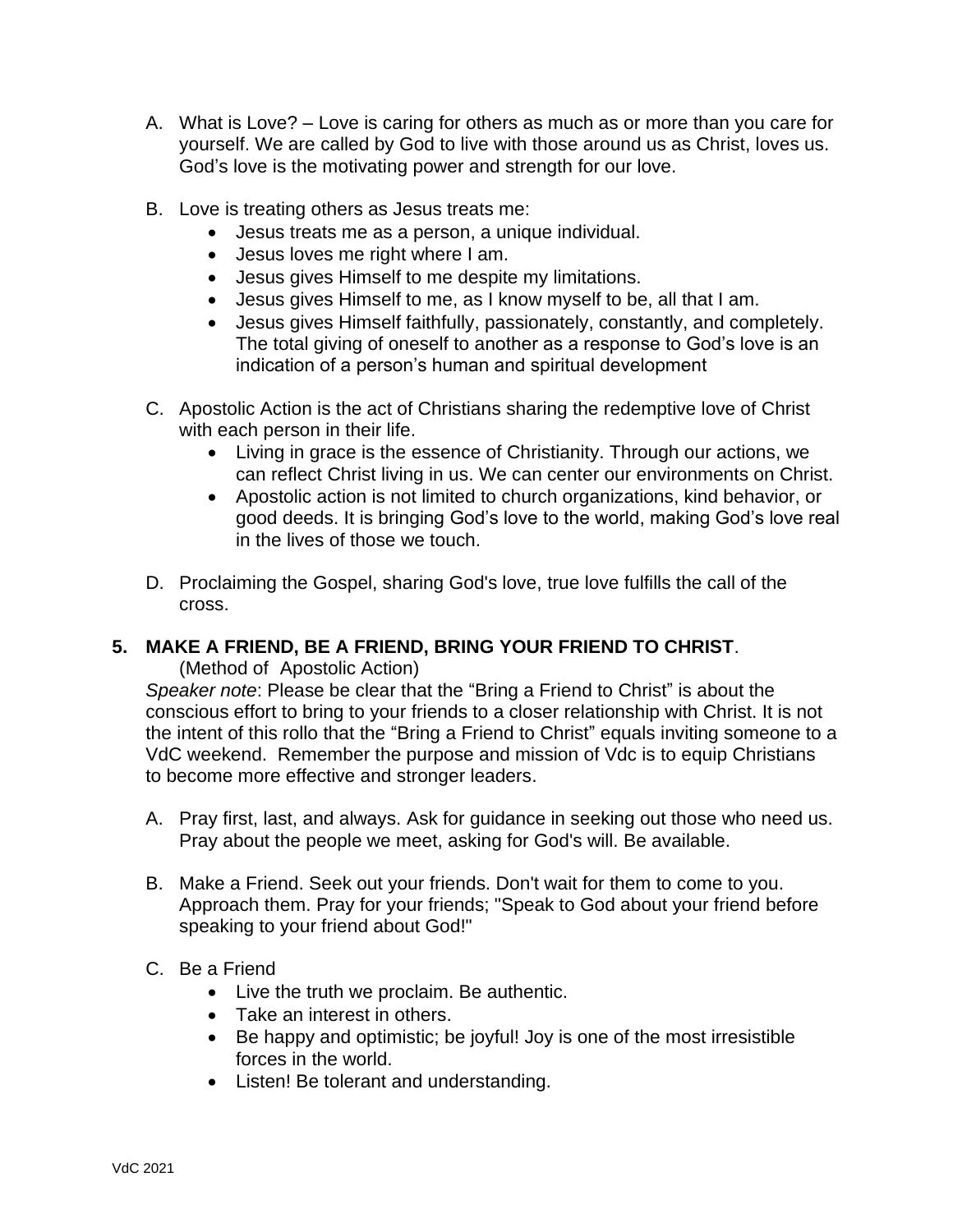A. What is Love? – Love is caring for others as much as or more than you care for yourself. We are called by God to live with those around us as Christ, loves us. God's love is the motivating power and strength for our love.

B. Love is treating others as Jesus treats me:
    - Jesus treats me as a person, a unique individual.
    - Jesus loves me right where I am.
    - Jesus gives Himself to me despite my limitations.
    - Jesus gives Himself to me, as I know myself to be, all that I am.
    - Jesus gives Himself faithfully, passionately, constantly, and completely. The total giving of oneself to another as a response to God's love is an indication of a person's human and spiritual development

C. Apostolic Action is the act of Christians sharing the redemptive love of Christ with each person in their life.
    - Living in grace is the essence of Christianity. Through our actions, we can reflect Christ living in us. We can center our environments on Christ.
    - Apostolic action is not limited to church organizations, kind behavior, or good deeds. It is bringing God's love to the world, making God's love real in the lives of those we touch.

D. Proclaiming the Gospel, sharing God's love, true love fulfills the call of the cross.

**5. MAKE A FRIEND, BE A FRIEND, BRING YOUR FRIEND TO CHRIST**.
(Method of Apostolic Action)

*Speaker note*: Please be clear that the "Bring a Friend to Christ" is about the conscious effort to bring to your friends to a closer relationship with Christ. It is not the intent of this rollo that the "Bring a Friend to Christ" equals inviting someone to a VdC weekend. Remember the purpose and mission of Vdc is to equip Christians to become more effective and stronger leaders.

A. Pray first, last, and always. Ask for guidance in seeking out those who need us. Pray about the people we meet, asking for God's will. Be available.

B. Make a Friend. Seek out your friends. Don't wait for them to come to you. Approach them. Pray for your friends; "Speak to God about your friend before speaking to your friend about God!"

C. Be a Friend
    - Live the truth we proclaim. Be authentic.
    - Take an interest in others.
    - Be happy and optimistic; be joyful! Joy is one of the most irresistible forces in the world.
    - Listen! Be tolerant and understanding.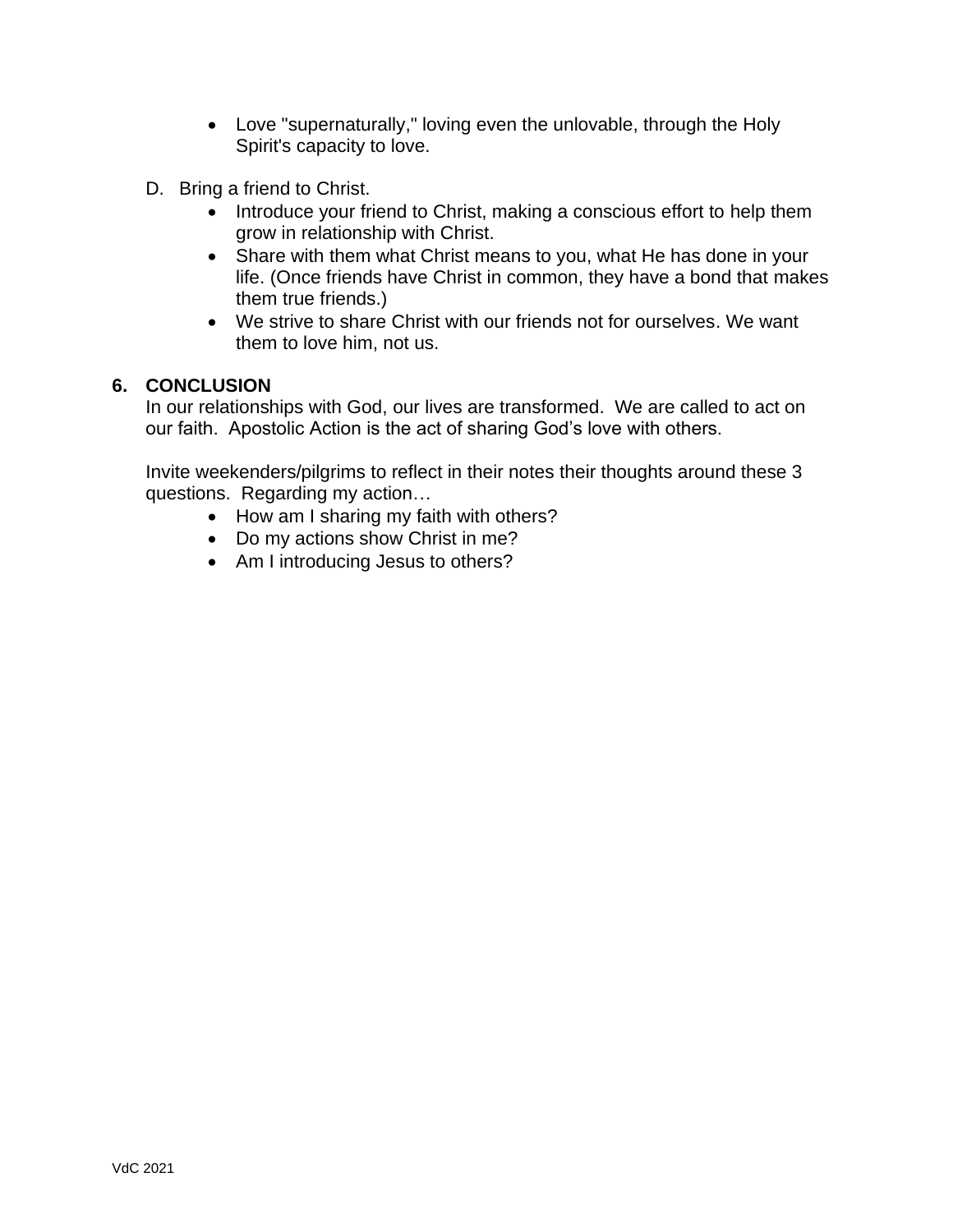- Love "supernaturally," loving even the unlovable, through the Holy Spirit's capacity to love.

D. Bring a friend to Christ.
   - Introduce your friend to Christ, making a conscious effort to help them grow in relationship with Christ.
   - Share with them what Christ means to you, what He has done in your life. (Once friends have Christ in common, they have a bond that makes them true friends.)
   - We strive to share Christ with our friends not for ourselves. We want them to love him, not us.

## 6. CONCLUSION

In our relationships with God, our lives are transformed. We are called to act on our faith. Apostolic Action is the act of sharing God's love with others.

Invite weekenders/pilgrims to reflect in their notes their thoughts around these 3 questions. Regarding my action…

- How am I sharing my faith with others?
- Do my actions show Christ in me?
- Am I introducing Jesus to others?

VdC 2021